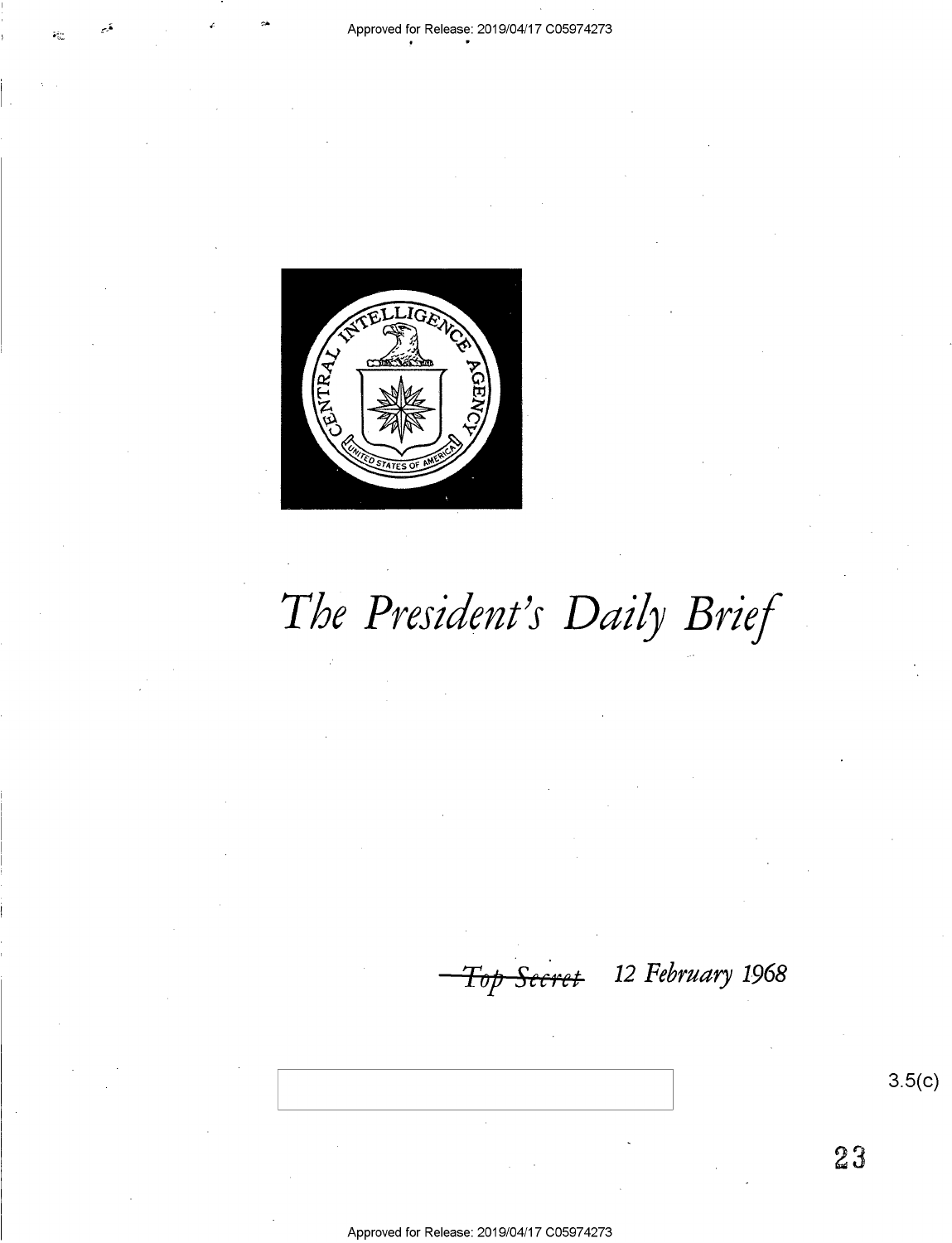# *The President's Daily Brief*

~~Top Secret~~ 12 February 1968

3.5(c)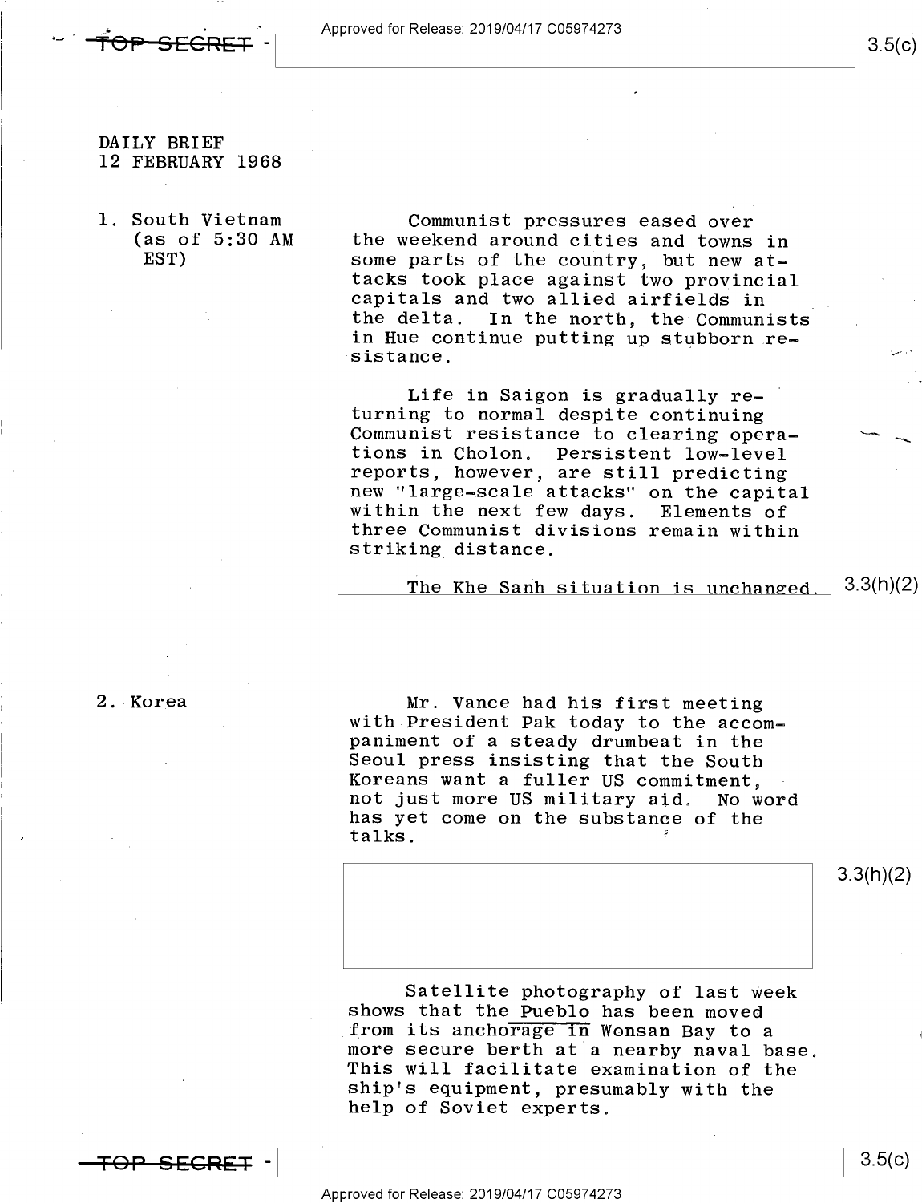DAILY BRIEF
12 FEBRUARY 1968

1. South Vietnam (as of 5:30 AM EST)

Communist pressures eased over the weekend around cities and towns in some parts of the country, but new attacks took place against two provincial capitals and two allied airfields in the delta. In the north, the Communists in Hue continue putting up stubborn resistance.

Life in Saigon is gradually returning to normal despite continuing Communist resistance to clearing operations in Cholon. Persistent low-level reports, however, are still predicting new "large-scale attacks" on the capital within the next few days. Elements of three Communist divisions remain within striking distance.

The Khe Sanh situation is unchanged.

3.3(h)(2)

2. Korea

Mr. Vance had his first meeting with President Pak today to the accompaniment of a steady drumbeat in the Seoul press insisting that the South Koreans want a fuller US commitment, not just more US military aid. No word has yet come on the substance of the talks.

3.3(h)(2)

Satellite photography of last week shows that the Pueblo has been moved from its anchorage in Wonsan Bay to a more secure berth at a nearby naval base. This will facilitate examination of the ship's equipment, presumably with the help of Soviet experts.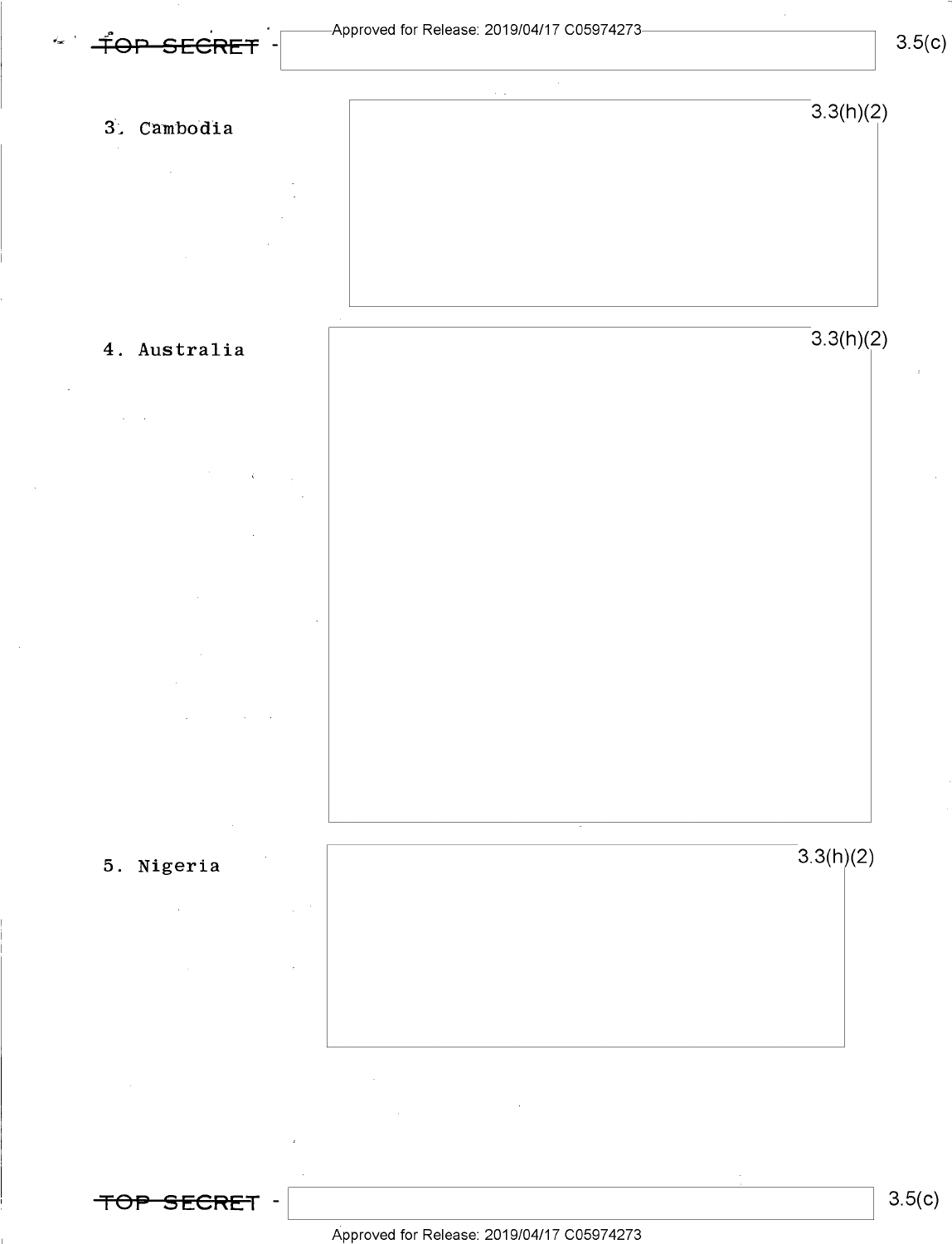3. Cambodia

3.3(h)(2)

4. Australia

3.3(h)(2)

5. Nigeria

3.3(h)(2)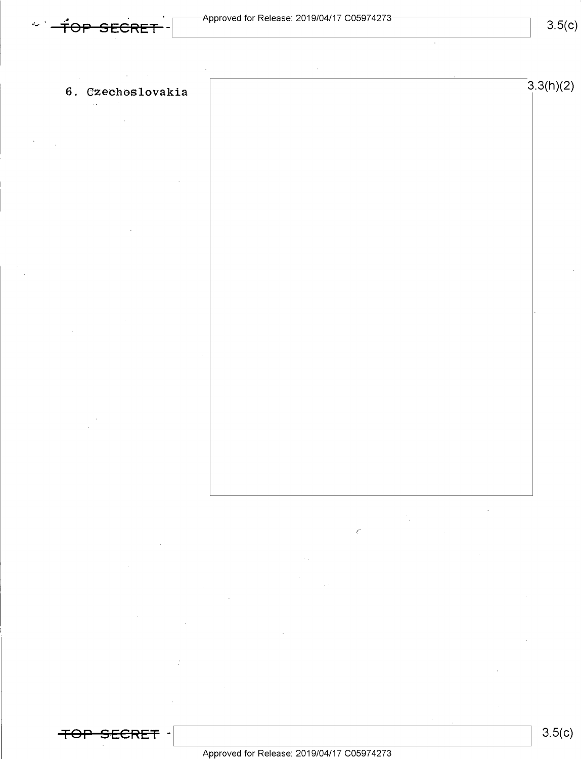6. Czechoslovakia

3.3(h)(2)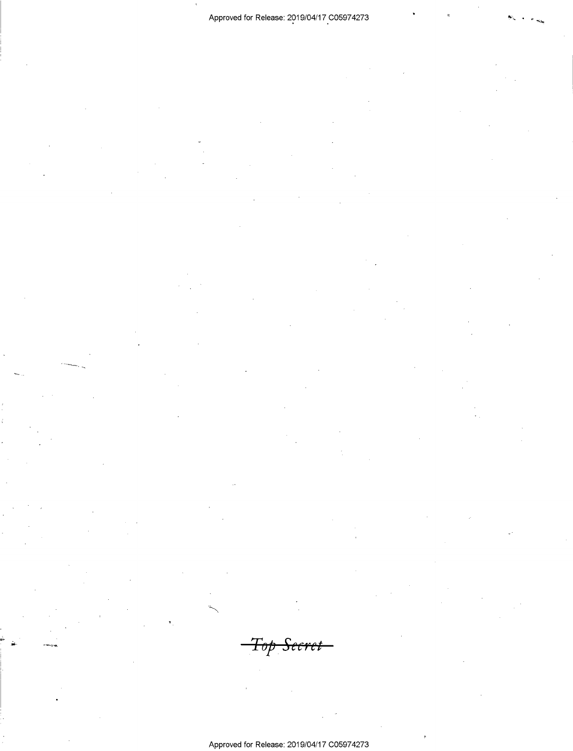~~Top Secret~~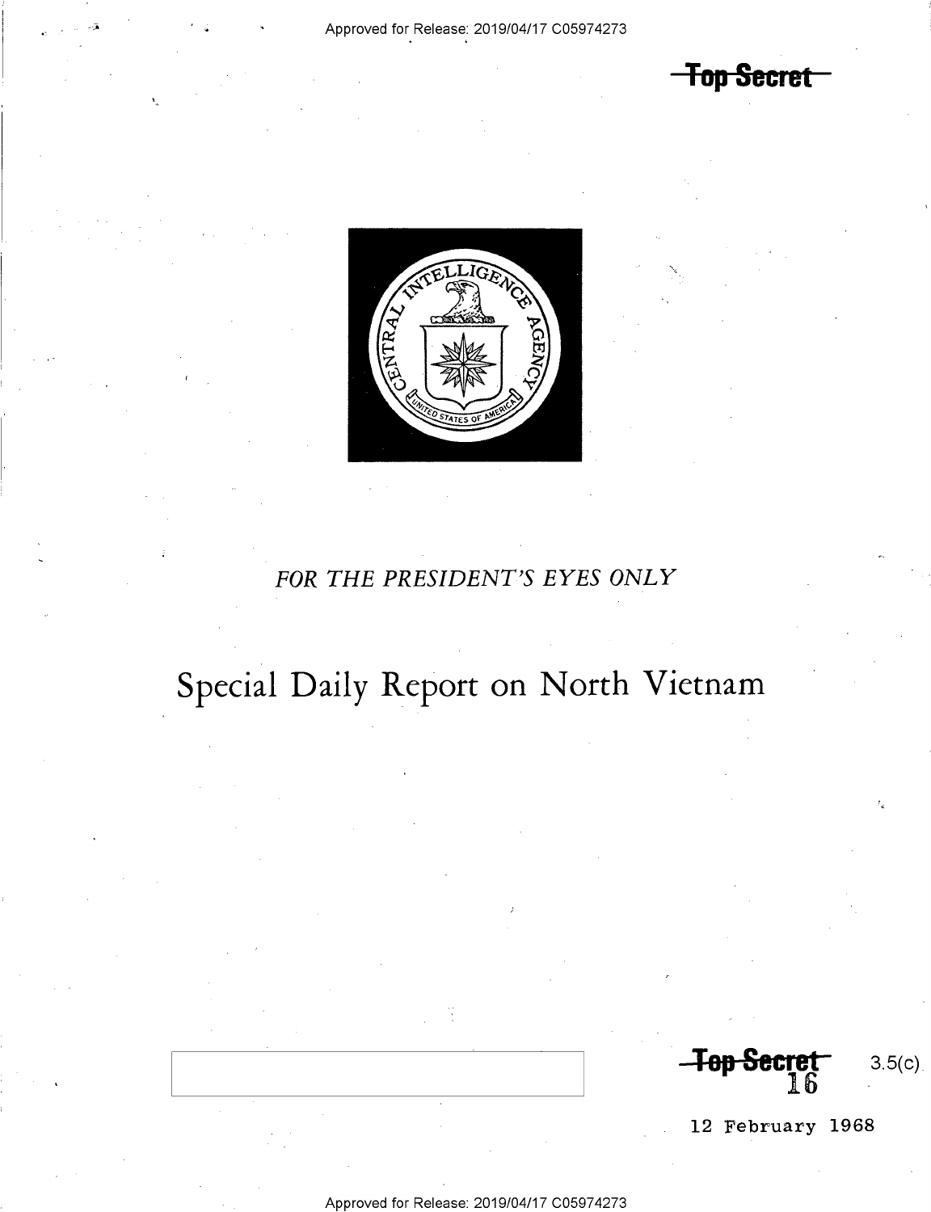Top Secret

FOR THE PRESIDENT'S EYES ONLY

# Special Daily Report on North Vietnam

Top Secret 3.5(c)
16

12 February 1968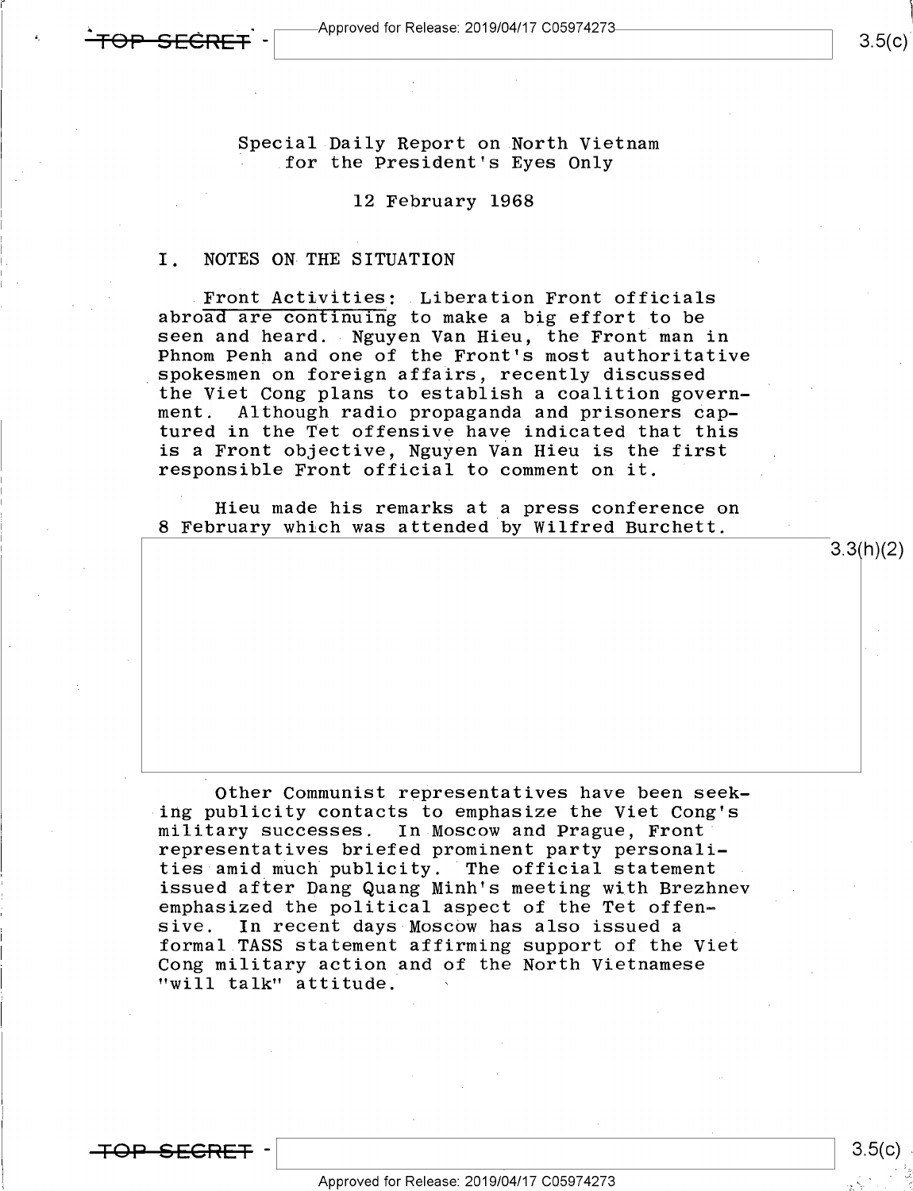Special Daily Report on North Vietnam
for the President's Eyes Only

12 February 1968

## I. NOTES ON THE SITUATION

Front Activities: Liberation Front officials abroad are continuing to make a big effort to be seen and heard. Nguyen Van Hieu, the Front man in Phnom Penh and one of the Front's most authoritative spokesmen on foreign affairs, recently discussed the Viet Cong plans to establish a coalition government. Although radio propaganda and prisoners captured in the Tet offensive have indicated that this is a Front objective, Nguyen Van Hieu is the first responsible Front official to comment on it.

Hieu made his remarks at a press conference on 8 February which was attended by Wilfred Burchett.

3.3(h)(2)

Other Communist representatives have been seeking publicity contacts to emphasize the Viet Cong's military successes. In Moscow and Prague, Front representatives briefed prominent party personalities amid much publicity. The official statement issued after Dang Quang Minh's meeting with Brezhnev emphasized the political aspect of the Tet offensive. In recent days Moscow has also issued a formal TASS statement affirming support of the Viet Cong military action and of the North Vietnamese "will talk" attitude.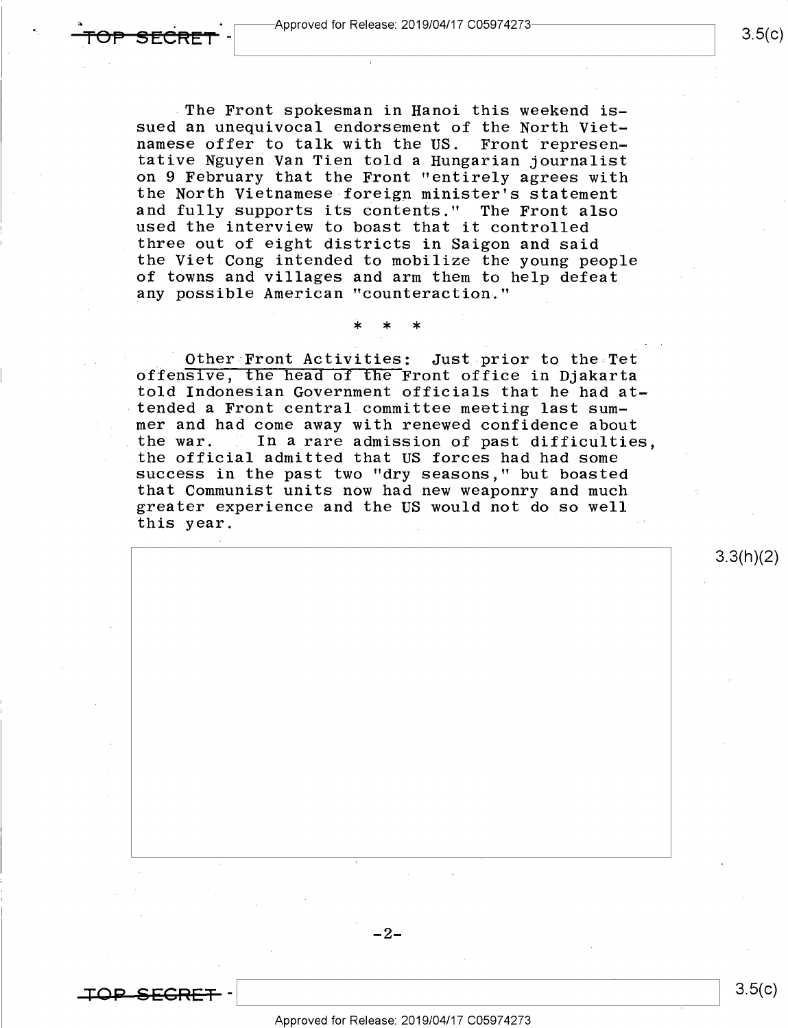The Front spokesman in Hanoi this weekend issued an unequivocal endorsement of the North Vietnamese offer to talk with the US. Front representative Nguyen Van Tien told a Hungarian journalist on 9 February that the Front "entirely agrees with the North Vietnamese foreign minister's statement and fully supports its contents." The Front also used the interview to boast that it controlled three out of eight districts in Saigon and said the Viet Cong intended to mobilize the young people of towns and villages and arm them to help defeat any possible American "counteraction."

\* \* \*

Other Front Activities: Just prior to the Tet offensive, the head of the Front office in Djakarta told Indonesian Government officials that he had attended a Front central committee meeting last summer and had come away with renewed confidence about the war. In a rare admission of past difficulties, the official admitted that US forces had had some success in the past two "dry seasons," but boasted that Communist units now had new weaponry and much greater experience and the US would not do so well this year.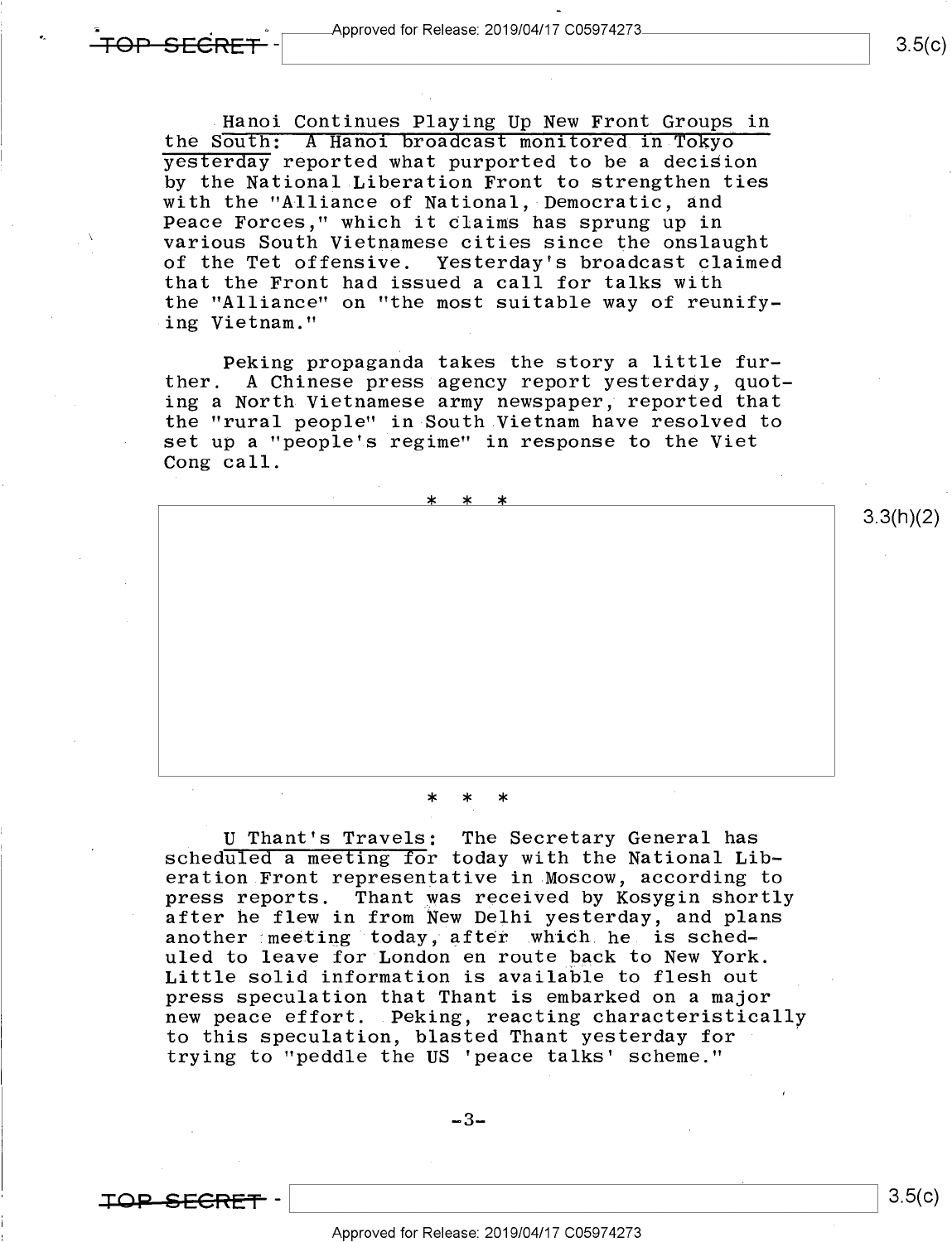**Hanoi Continues Playing Up New Front Groups in the South:** A Hanoi broadcast monitored in Tokyo yesterday reported what purported to be a decision by the National Liberation Front to strengthen ties with the "Alliance of National, Democratic, and Peace Forces," which it claims has sprung up in various South Vietnamese cities since the onslaught of the Tet offensive. Yesterday's broadcast claimed that the Front had issued a call for talks with the "Alliance" on "the most suitable way of reunifying Vietnam."

Peking propaganda takes the story a little further. A Chinese press agency report yesterday, quoting a North Vietnamese army newspaper, reported that the "rural people" in South Vietnam have resolved to set up a "people's regime" in response to the Viet Cong call.

\* \* \*

3.3(h)(2)

\* \* \*

**U Thant's Travels:** The Secretary General has scheduled a meeting for today with the National Liberation Front representative in Moscow, according to press reports. Thant was received by Kosygin shortly after he flew in from New Delhi yesterday, and plans another meeting today, after which he is scheduled to leave for London en route back to New York. Little solid information is available to flesh out press speculation that Thant is embarked on a major new peace effort. Peking, reacting characteristically to this speculation, blasted Thant yesterday for trying to "peddle the US 'peace talks' scheme."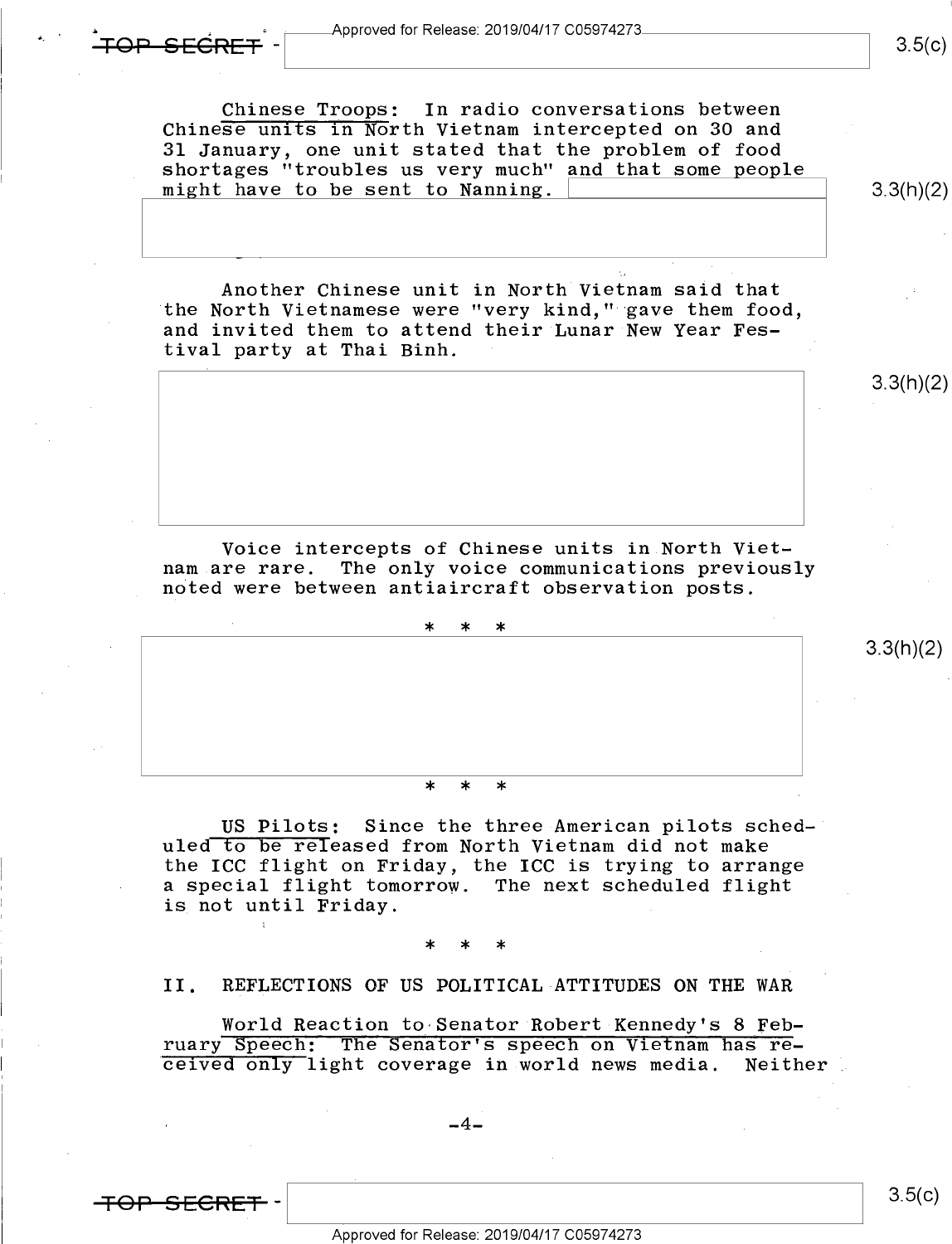Chinese Troops: In radio conversations between Chinese units in North Vietnam intercepted on 30 and 31 January, one unit stated that the problem of food shortages "troubles us very much" and that some people might have to be sent to Nanning.

3.3(h)(2)

Another Chinese unit in North Vietnam said that the North Vietnamese were "very kind," gave them food, and invited them to attend their Lunar New Year Festival party at Thai Binh.

3.3(h)(2)

Voice intercepts of Chinese units in North Vietnam are rare. The only voice communications previously noted were between antiaircraft observation posts.

* * *

3.3(h)(2)

* * *

US Pilots: Since the three American pilots scheduled to be released from North Vietnam did not make the ICC flight on Friday, the ICC is trying to arrange a special flight tomorrow. The next scheduled flight is not until Friday.

* * *

## II. REFLECTIONS OF US POLITICAL ATTITUDES ON THE WAR

World Reaction to Senator Robert Kennedy's 8 February Speech: The Senator's speech on Vietnam has received only light coverage in world news media. Neither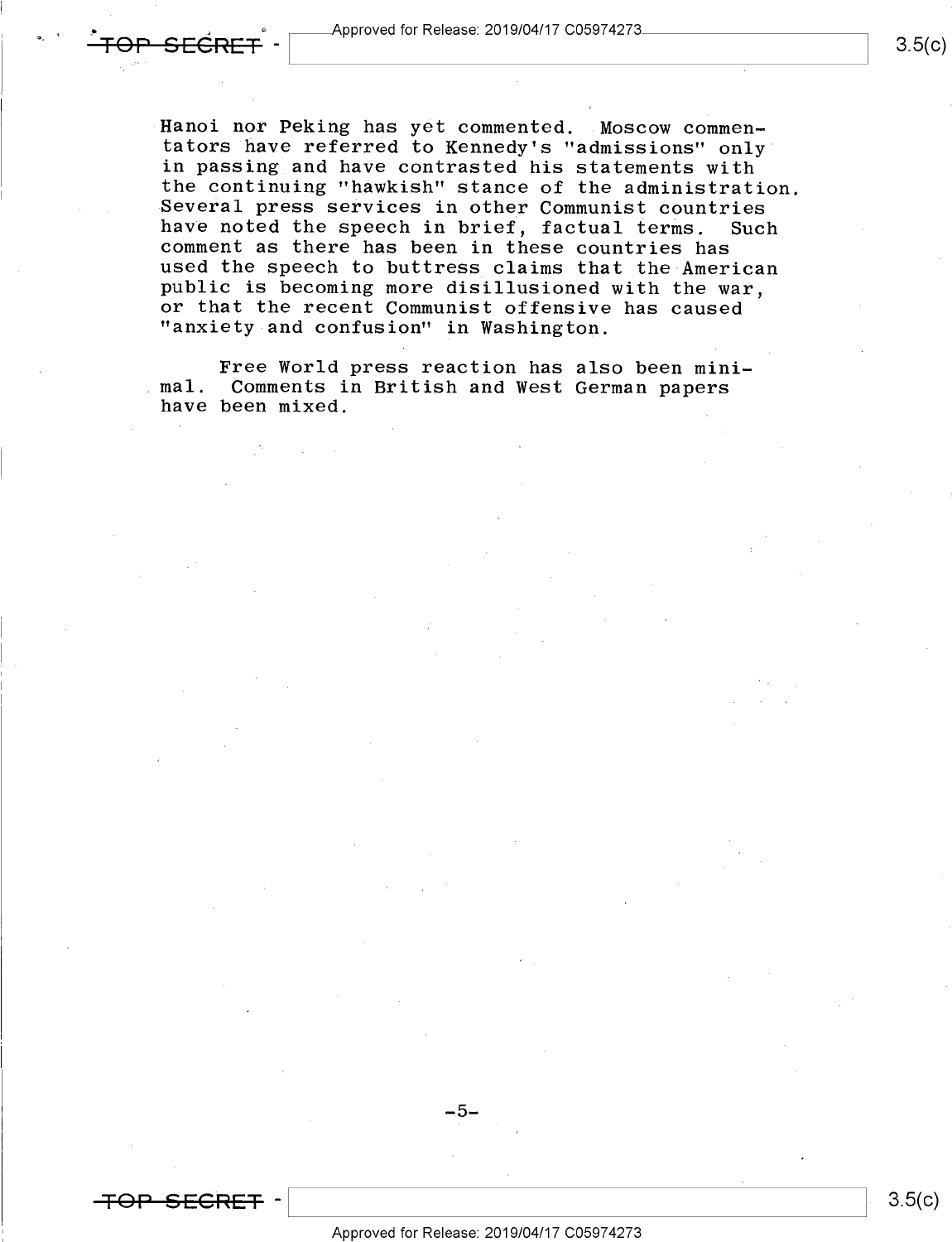Hanoi nor Peking has yet commented. Moscow commentators have referred to Kennedy's "admissions" only in passing and have contrasted his statements with the continuing "hawkish" stance of the administration. Several press services in other Communist countries have noted the speech in brief, factual terms. Such comment as there has been in these countries has used the speech to buttress claims that the American public is becoming more disillusioned with the war, or that the recent Communist offensive has caused "anxiety and confusion" in Washington.

Free World press reaction has also been minimal. Comments in British and West German papers have been mixed.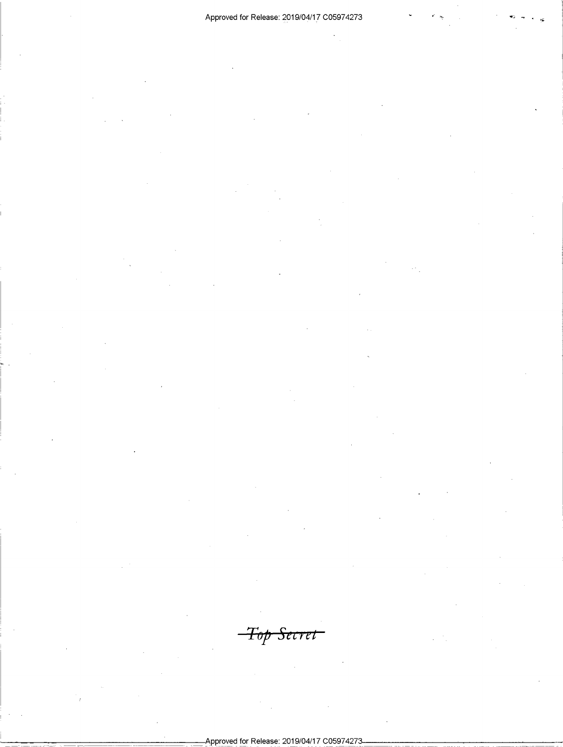~~Top Secret~~